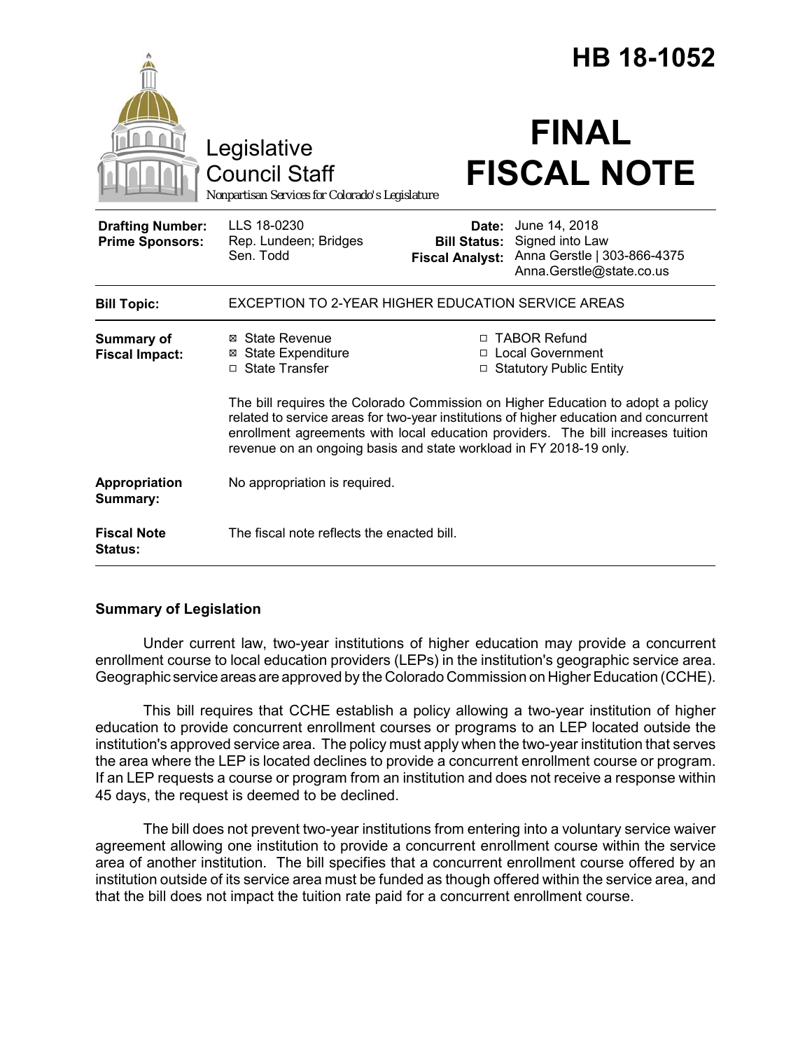# HB 18-1052

Legislative Council Staff

*Nonpartisan Services for Colorado's Legislature*

# FINAL FISCAL NOTE

| | | | |
|---|---|---|---|
| **Drafting Number:** | LLS 18-0230 | **Date:** | June 14, 2018 |
| **Prime Sponsors:** | Rep. Lundeen; Bridges<br>Sen. Todd | **Bill Status:** | Signed into Law |
| | | **Fiscal Analyst:** | Anna Gerstle \| 303-866-4375<br>Anna.Gerstle@state.co.us |

| | |
|---|---|
| **Bill Topic:** | EXCEPTION TO 2-YEAR HIGHER EDUCATION SERVICE AREAS |
| **Summary of Fiscal Impact:** | ☒ State Revenue<br>☒ State Expenditure<br>☐ State Transfer<br>☐ TABOR Refund<br>☐ Local Government<br>☐ Statutory Public Entity<br><br>The bill requires the Colorado Commission on Higher Education to adopt a policy related to service areas for two-year institutions of higher education and concurrent enrollment agreements with local education providers. The bill increases tuition revenue on an ongoing basis and state workload in FY 2018-19 only. |
| **Appropriation Summary:** | No appropriation is required. |
| **Fiscal Note Status:** | The fiscal note reflects the enacted bill. |

## Summary of Legislation

Under current law, two-year institutions of higher education may provide a concurrent enrollment course to local education providers (LEPs) in the institution's geographic service area. Geographic service areas are approved by the Colorado Commission on Higher Education (CCHE).

This bill requires that CCHE establish a policy allowing a two-year institution of higher education to provide concurrent enrollment courses or programs to an LEP located outside the institution's approved service area. The policy must apply when the two-year institution that serves the area where the LEP is located declines to provide a concurrent enrollment course or program. If an LEP requests a course or program from an institution and does not receive a response within 45 days, the request is deemed to be declined.

The bill does not prevent two-year institutions from entering into a voluntary service waiver agreement allowing one institution to provide a concurrent enrollment course within the service area of another institution. The bill specifies that a concurrent enrollment course offered by an institution outside of its service area must be funded as though offered within the service area, and that the bill does not impact the tuition rate paid for a concurrent enrollment course.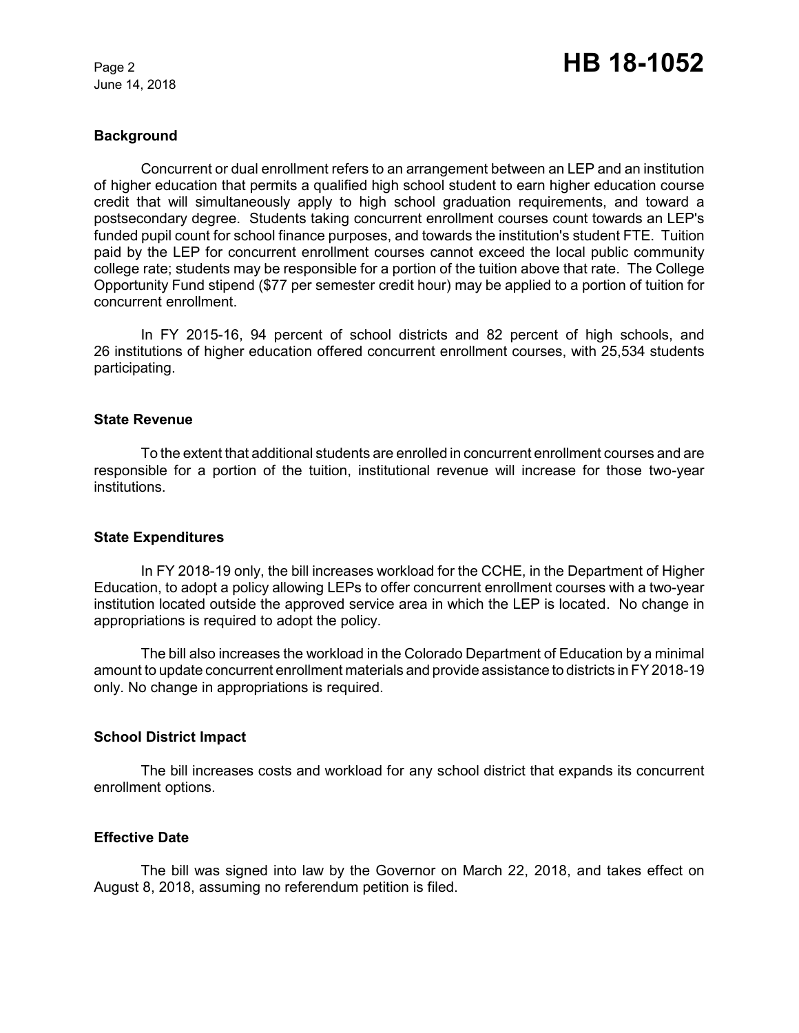## Background

Concurrent or dual enrollment refers to an arrangement between an LEP and an institution of higher education that permits a qualified high school student to earn higher education course credit that will simultaneously apply to high school graduation requirements, and toward a postsecondary degree. Students taking concurrent enrollment courses count towards an LEP's funded pupil count for school finance purposes, and towards the institution's student FTE. Tuition paid by the LEP for concurrent enrollment courses cannot exceed the local public community college rate; students may be responsible for a portion of the tuition above that rate. The College Opportunity Fund stipend ($77 per semester credit hour) may be applied to a portion of tuition for concurrent enrollment.

In FY 2015-16, 94 percent of school districts and 82 percent of high schools, and 26 institutions of higher education offered concurrent enrollment courses, with 25,534 students participating.

## State Revenue

To the extent that additional students are enrolled in concurrent enrollment courses and are responsible for a portion of the tuition, institutional revenue will increase for those two-year institutions.

## State Expenditures

In FY 2018-19 only, the bill increases workload for the CCHE, in the Department of Higher Education, to adopt a policy allowing LEPs to offer concurrent enrollment courses with a two-year institution located outside the approved service area in which the LEP is located. No change in appropriations is required to adopt the policy.

The bill also increases the workload in the Colorado Department of Education by a minimal amount to update concurrent enrollment materials and provide assistance to districts in FY 2018-19 only. No change in appropriations is required.

## School District Impact

The bill increases costs and workload for any school district that expands its concurrent enrollment options.

## Effective Date

The bill was signed into law by the Governor on March 22, 2018, and takes effect on August 8, 2018, assuming no referendum petition is filed.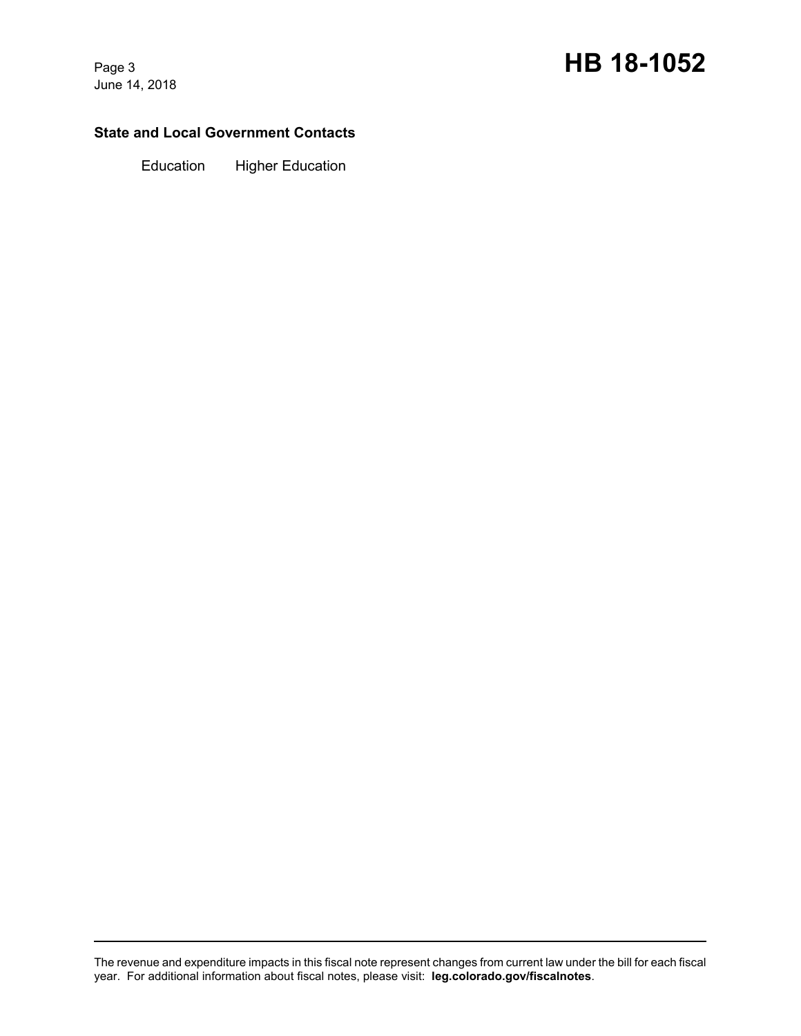## State and Local Government Contacts

Education Higher Education

The revenue and expenditure impacts in this fiscal note represent changes from current law under the bill for each fiscal year. For additional information about fiscal notes, please visit: **leg.colorado.gov/fiscalnotes**.